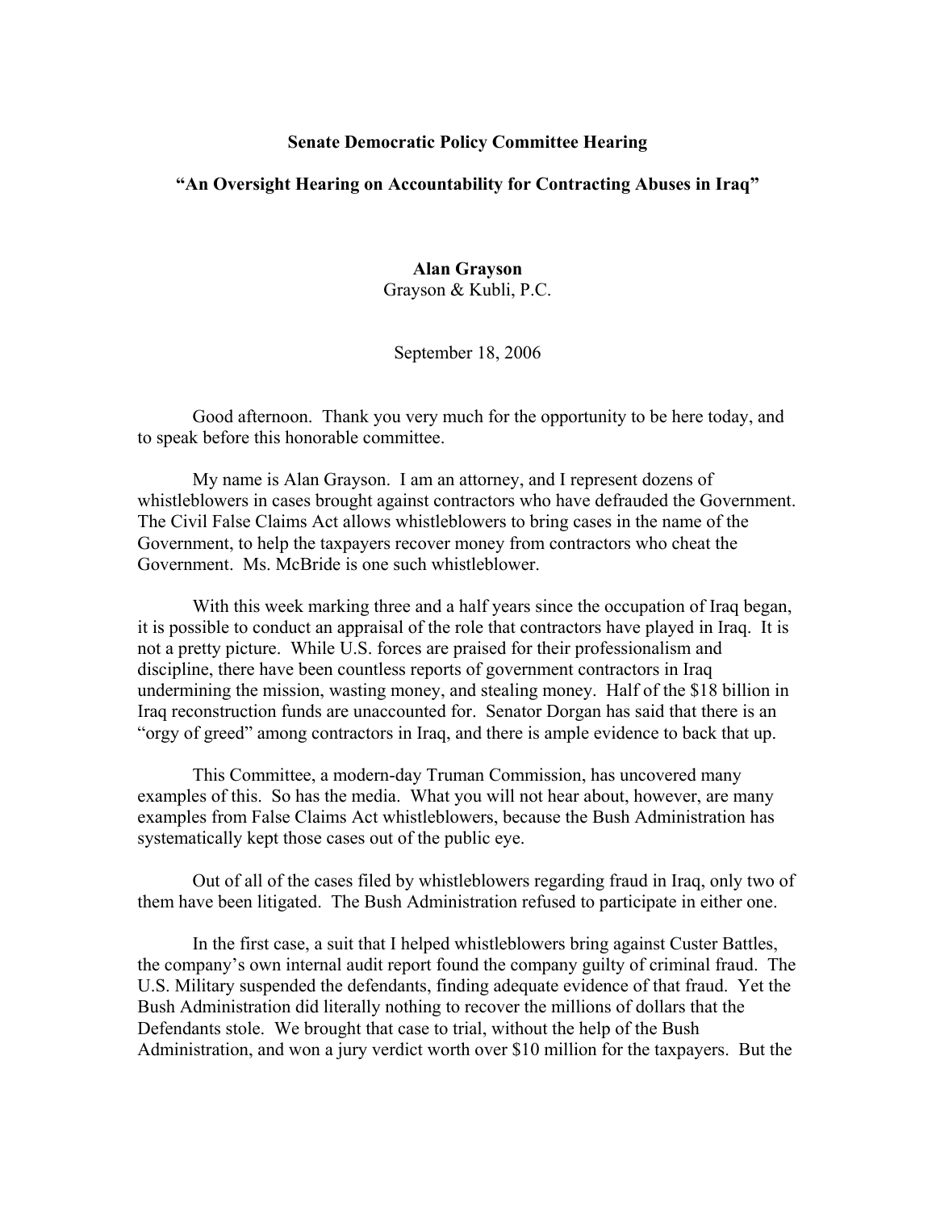**Senate Democratic Policy Committee Hearing**

**"An Oversight Hearing on Accountability for Contracting Abuses in Iraq"**

**Alan Grayson**
Grayson & Kubli, P.C.

September 18, 2006

Good afternoon. Thank you very much for the opportunity to be here today, and to speak before this honorable committee.

My name is Alan Grayson. I am an attorney, and I represent dozens of whistleblowers in cases brought against contractors who have defrauded the Government. The Civil False Claims Act allows whistleblowers to bring cases in the name of the Government, to help the taxpayers recover money from contractors who cheat the Government. Ms. McBride is one such whistleblower.

With this week marking three and a half years since the occupation of Iraq began, it is possible to conduct an appraisal of the role that contractors have played in Iraq. It is not a pretty picture. While U.S. forces are praised for their professionalism and discipline, there have been countless reports of government contractors in Iraq undermining the mission, wasting money, and stealing money. Half of the $18 billion in Iraq reconstruction funds are unaccounted for. Senator Dorgan has said that there is an "orgy of greed" among contractors in Iraq, and there is ample evidence to back that up.

This Committee, a modern-day Truman Commission, has uncovered many examples of this. So has the media. What you will not hear about, however, are many examples from False Claims Act whistleblowers, because the Bush Administration has systematically kept those cases out of the public eye.

Out of all of the cases filed by whistleblowers regarding fraud in Iraq, only two of them have been litigated. The Bush Administration refused to participate in either one.

In the first case, a suit that I helped whistleblowers bring against Custer Battles, the company's own internal audit report found the company guilty of criminal fraud. The U.S. Military suspended the defendants, finding adequate evidence of that fraud. Yet the Bush Administration did literally nothing to recover the millions of dollars that the Defendants stole. We brought that case to trial, without the help of the Bush Administration, and won a jury verdict worth over $10 million for the taxpayers. But the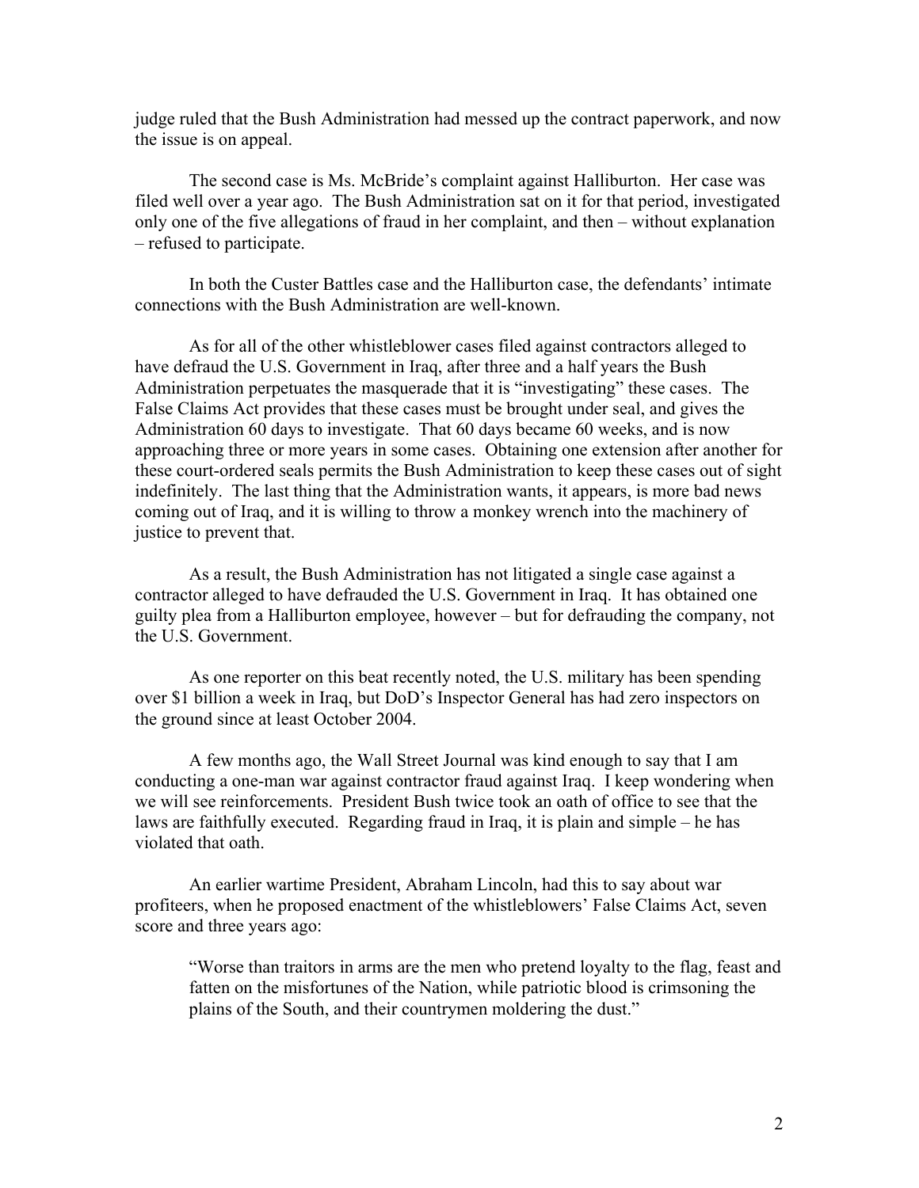judge ruled that the Bush Administration had messed up the contract paperwork, and now the issue is on appeal.

The second case is Ms. McBride's complaint against Halliburton. Her case was filed well over a year ago. The Bush Administration sat on it for that period, investigated only one of the five allegations of fraud in her complaint, and then – without explanation – refused to participate.

In both the Custer Battles case and the Halliburton case, the defendants' intimate connections with the Bush Administration are well-known.

As for all of the other whistleblower cases filed against contractors alleged to have defraud the U.S. Government in Iraq, after three and a half years the Bush Administration perpetuates the masquerade that it is "investigating" these cases. The False Claims Act provides that these cases must be brought under seal, and gives the Administration 60 days to investigate. That 60 days became 60 weeks, and is now approaching three or more years in some cases. Obtaining one extension after another for these court-ordered seals permits the Bush Administration to keep these cases out of sight indefinitely. The last thing that the Administration wants, it appears, is more bad news coming out of Iraq, and it is willing to throw a monkey wrench into the machinery of justice to prevent that.

As a result, the Bush Administration has not litigated a single case against a contractor alleged to have defrauded the U.S. Government in Iraq. It has obtained one guilty plea from a Halliburton employee, however – but for defrauding the company, not the U.S. Government.

As one reporter on this beat recently noted, the U.S. military has been spending over $1 billion a week in Iraq, but DoD's Inspector General has had zero inspectors on the ground since at least October 2004.

A few months ago, the Wall Street Journal was kind enough to say that I am conducting a one-man war against contractor fraud against Iraq. I keep wondering when we will see reinforcements. President Bush twice took an oath of office to see that the laws are faithfully executed. Regarding fraud in Iraq, it is plain and simple – he has violated that oath.

An earlier wartime President, Abraham Lincoln, had this to say about war profiteers, when he proposed enactment of the whistleblowers' False Claims Act, seven score and three years ago:

> "Worse than traitors in arms are the men who pretend loyalty to the flag, feast and fatten on the misfortunes of the Nation, while patriotic blood is crimsoning the plains of the South, and their countrymen moldering the dust."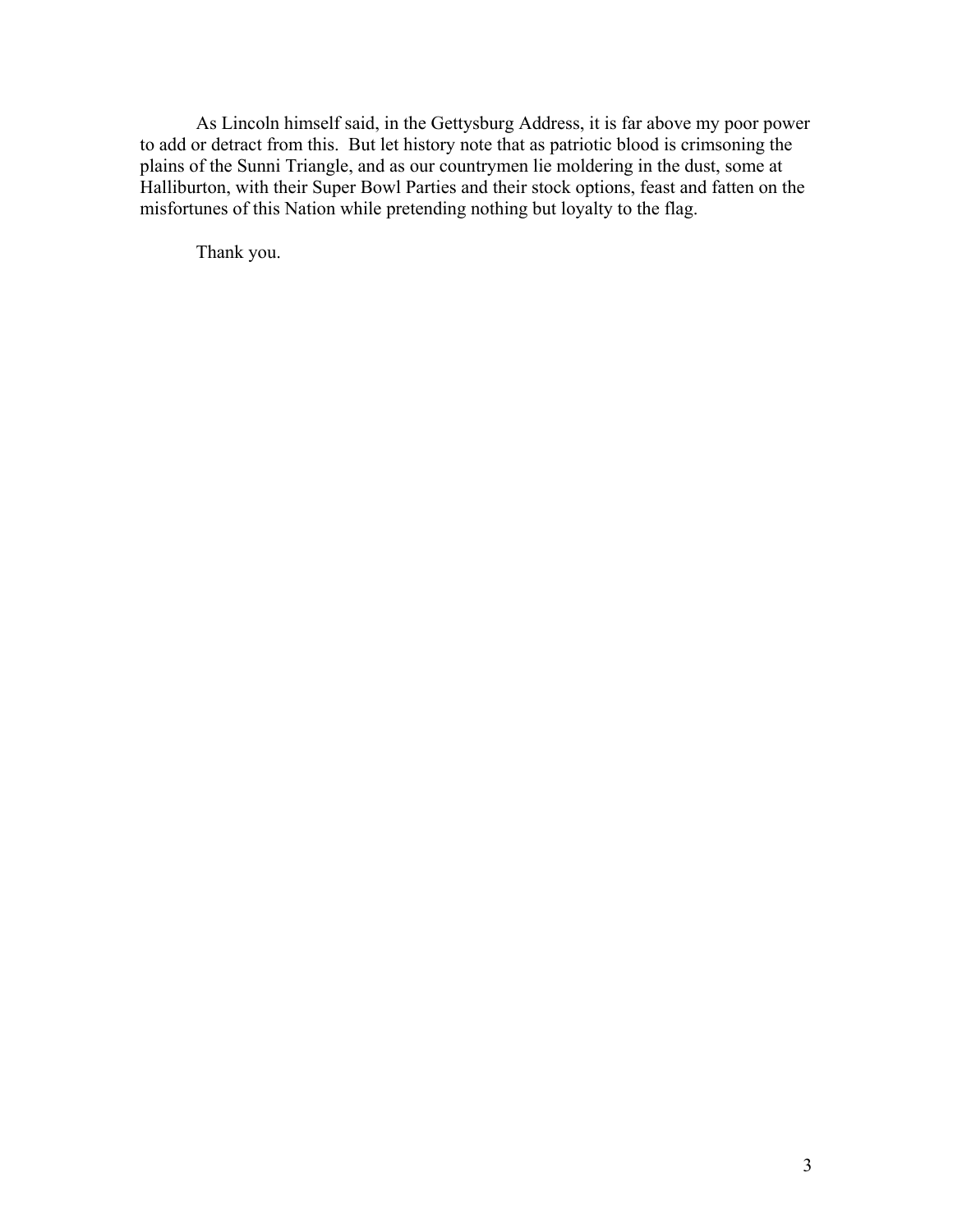As Lincoln himself said, in the Gettysburg Address, it is far above my poor power to add or detract from this. But let history note that as patriotic blood is crimsoning the plains of the Sunni Triangle, and as our countrymen lie moldering in the dust, some at Halliburton, with their Super Bowl Parties and their stock options, feast and fatten on the misfortunes of this Nation while pretending nothing but loyalty to the flag.

Thank you.